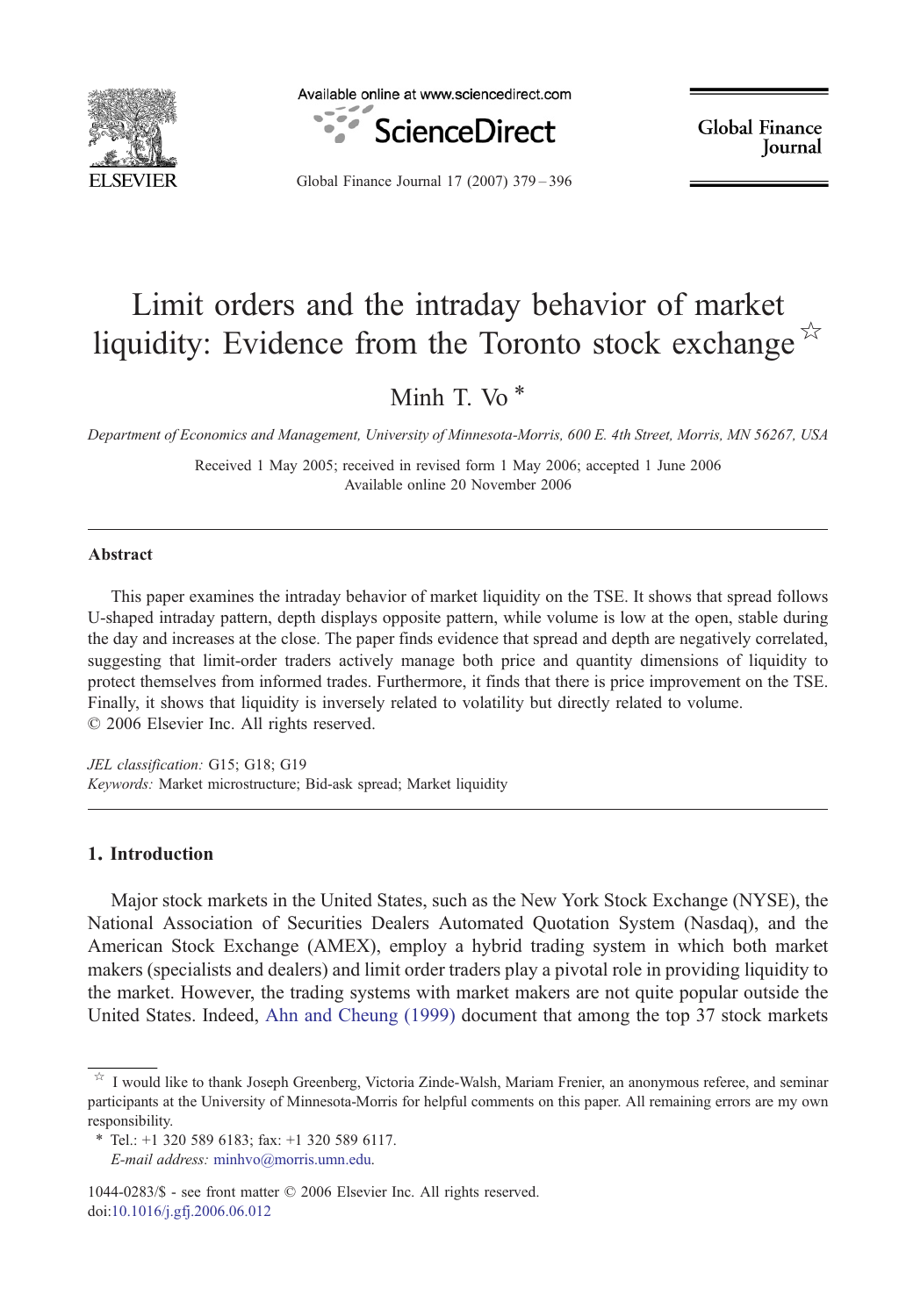# Limit orders and the intraday behavior of market liquidity: Evidence from the Toronto stock exchange ☆

Minh T. Vo *

*Department of Economics and Management, University of Minnesota-Morris, 600 E. 4th Street, Morris, MN 56267, USA*

Received 1 May 2005; received in revised form 1 May 2006; accepted 1 June 2006
Available online 20 November 2006

## Abstract

This paper examines the intraday behavior of market liquidity on the TSE. It shows that spread follows U-shaped intraday pattern, depth displays opposite pattern, while volume is low at the open, stable during the day and increases at the close. The paper finds evidence that spread and depth are negatively correlated, suggesting that limit-order traders actively manage both price and quantity dimensions of liquidity to protect themselves from informed trades. Furthermore, it finds that there is price improvement on the TSE. Finally, it shows that liquidity is inversely related to volatility but directly related to volume.
© 2006 Elsevier Inc. All rights reserved.

*JEL classification:* G15; G18; G19
*Keywords:* Market microstructure; Bid-ask spread; Market liquidity

## 1. Introduction

Major stock markets in the United States, such as the New York Stock Exchange (NYSE), the National Association of Securities Dealers Automated Quotation System (Nasdaq), and the American Stock Exchange (AMEX), employ a hybrid trading system in which both market makers (specialists and dealers) and limit order traders play a pivotal role in providing liquidity to the market. However, the trading systems with market makers are not quite popular outside the United States. Indeed, Ahn and Cheung (1999) document that among the top 37 stock markets

---

☆ I would like to thank Joseph Greenberg, Victoria Zinde-Walsh, Mariam Frenier, an anonymous referee, and seminar participants at the University of Minnesota-Morris for helpful comments on this paper. All remaining errors are my own responsibility.

\* Tel.: +1 320 589 6183; fax: +1 320 589 6117.
*E-mail address:* minhvo@morris.umn.edu.

1044-0283/$ - see front matter © 2006 Elsevier Inc. All rights reserved.
doi:10.1016/j.gfj.2006.06.012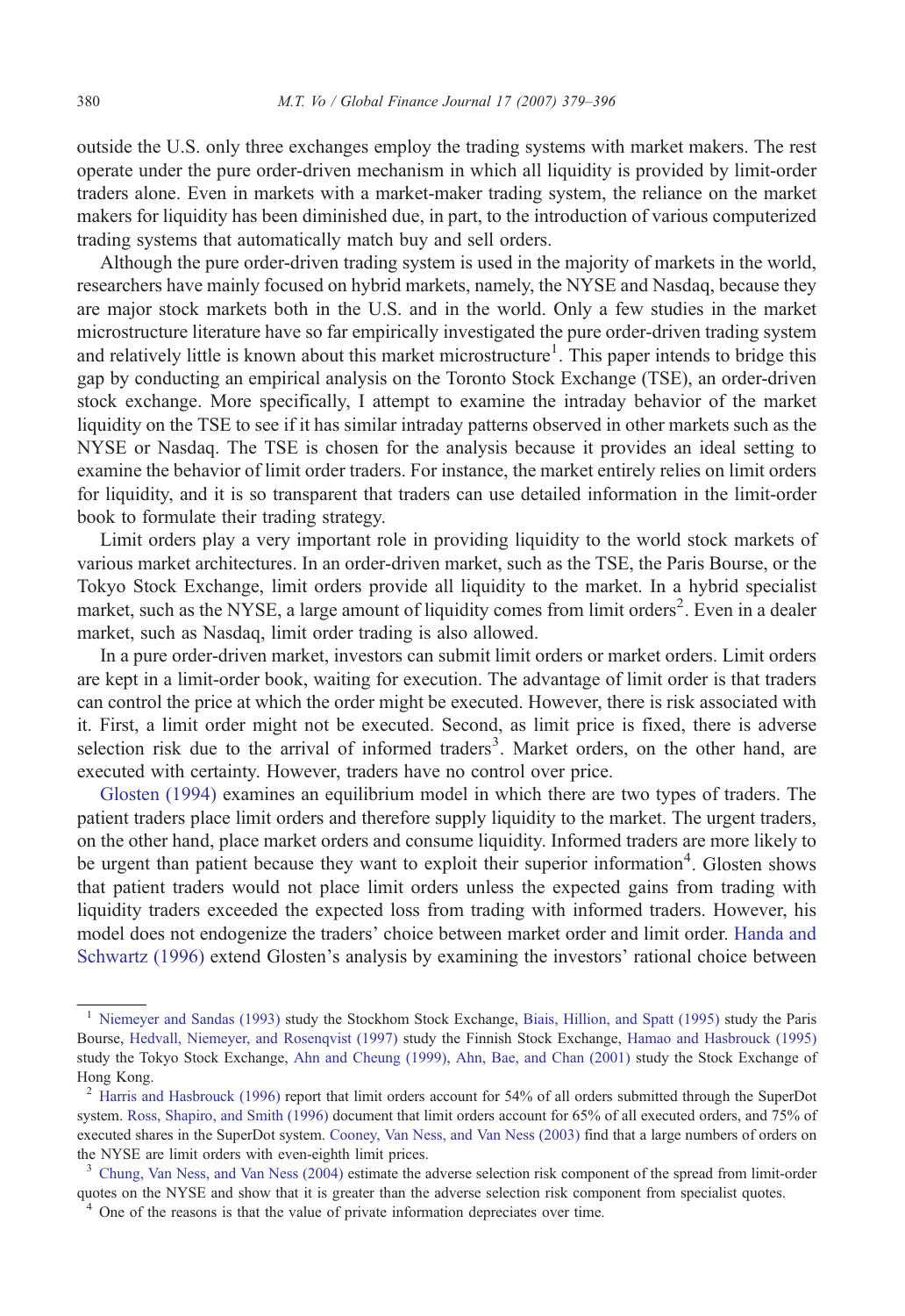outside the U.S. only three exchanges employ the trading systems with market makers. The rest operate under the pure order-driven mechanism in which all liquidity is provided by limit-order traders alone. Even in markets with a market-maker trading system, the reliance on the market makers for liquidity has been diminished due, in part, to the introduction of various computerized trading systems that automatically match buy and sell orders.

Although the pure order-driven trading system is used in the majority of markets in the world, researchers have mainly focused on hybrid markets, namely, the NYSE and Nasdaq, because they are major stock markets both in the U.S. and in the world. Only a few studies in the market microstructure literature have so far empirically investigated the pure order-driven trading system and relatively little is known about this market microstructure[1]. This paper intends to bridge this gap by conducting an empirical analysis on the Toronto Stock Exchange (TSE), an order-driven stock exchange. More specifically, I attempt to examine the intraday behavior of the market liquidity on the TSE to see if it has similar intraday patterns observed in other markets such as the NYSE or Nasdaq. The TSE is chosen for the analysis because it provides an ideal setting to examine the behavior of limit order traders. For instance, the market entirely relies on limit orders for liquidity, and it is so transparent that traders can use detailed information in the limit-order book to formulate their trading strategy.

Limit orders play a very important role in providing liquidity to the world stock markets of various market architectures. In an order-driven market, such as the TSE, the Paris Bourse, or the Tokyo Stock Exchange, limit orders provide all liquidity to the market. In a hybrid specialist market, such as the NYSE, a large amount of liquidity comes from limit orders[2]. Even in a dealer market, such as Nasdaq, limit order trading is also allowed.

In a pure order-driven market, investors can submit limit orders or market orders. Limit orders are kept in a limit-order book, waiting for execution. The advantage of limit order is that traders can control the price at which the order might be executed. However, there is risk associated with it. First, a limit order might not be executed. Second, as limit price is fixed, there is adverse selection risk due to the arrival of informed traders[3]. Market orders, on the other hand, are executed with certainty. However, traders have no control over price.

Glosten (1994) examines an equilibrium model in which there are two types of traders. The patient traders place limit orders and therefore supply liquidity to the market. The urgent traders, on the other hand, place market orders and consume liquidity. Informed traders are more likely to be urgent than patient because they want to exploit their superior information[4]. Glosten shows that patient traders would not place limit orders unless the expected gains from trading with liquidity traders exceeded the expected loss from trading with informed traders. However, his model does not endogenize the traders' choice between market order and limit order. Handa and Schwartz (1996) extend Glosten's analysis by examining the investors' rational choice between

---

[1] Niemeyer and Sandas (1993) study the Stockhom Stock Exchange, Biais, Hillion, and Spatt (1995) study the Paris Bourse, Hedvall, Niemeyer, and Rosenqvist (1997) study the Finnish Stock Exchange, Hamao and Hasbrouck (1995) study the Tokyo Stock Exchange, Ahn and Cheung (1999), Ahn, Bae, and Chan (2001) study the Stock Exchange of Hong Kong.

[2] Harris and Hasbrouck (1996) report that limit orders account for 54% of all orders submitted through the SuperDot system. Ross, Shapiro, and Smith (1996) document that limit orders account for 65% of all executed orders, and 75% of executed shares in the SuperDot system. Cooney, Van Ness, and Van Ness (2003) find that a large numbers of orders on the NYSE are limit orders with even-eighth limit prices.

[3] Chung, Van Ness, and Van Ness (2004) estimate the adverse selection risk component of the spread from limit-order quotes on the NYSE and show that it is greater than the adverse selection risk component from specialist quotes.

[4] One of the reasons is that the value of private information depreciates over time.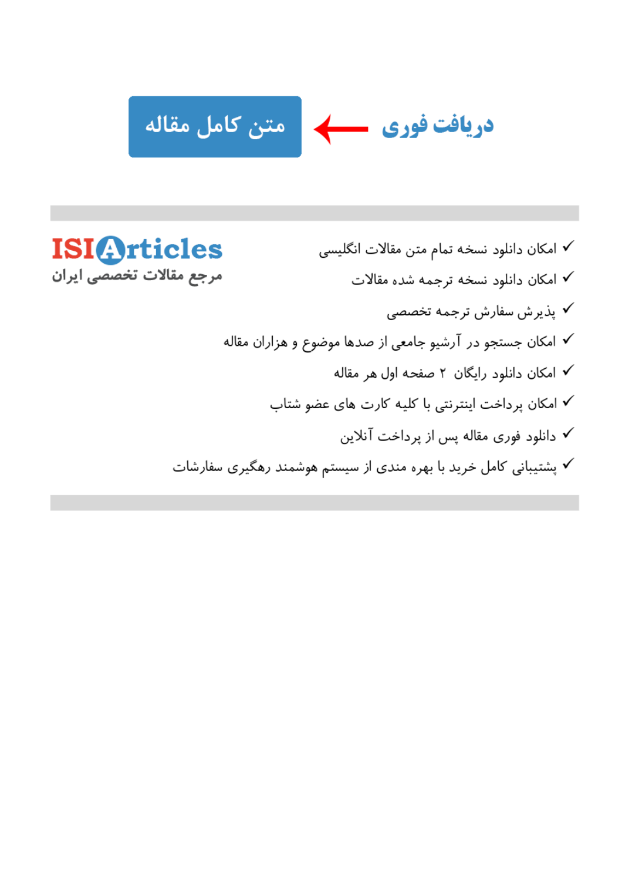دریافت فوری ← **متن کامل مقاله**

**ISIArticles**
مرجع مقالات تخصصی ایران

- ✓ امکان دانلود نسخه تمام متن مقالات انگلیسی
- ✓ امکان دانلود نسخه ترجمه شده مقالات
- ✓ پذیرش سفارش ترجمه تخصصی
- ✓ امکان جستجو در آرشیو جامعی از صدها موضوع و هزاران مقاله
- ✓ امکان دانلود رایگان ۲ صفحه اول هر مقاله
- ✓ امکان پرداخت اینترنتی با کلیه کارت های عضو شتاب
- ✓ دانلود فوری مقاله پس از پرداخت آنلاین
- ✓ پشتیبانی کامل خرید با بهره مندی از سیستم هوشمند رهگیری سفارشات